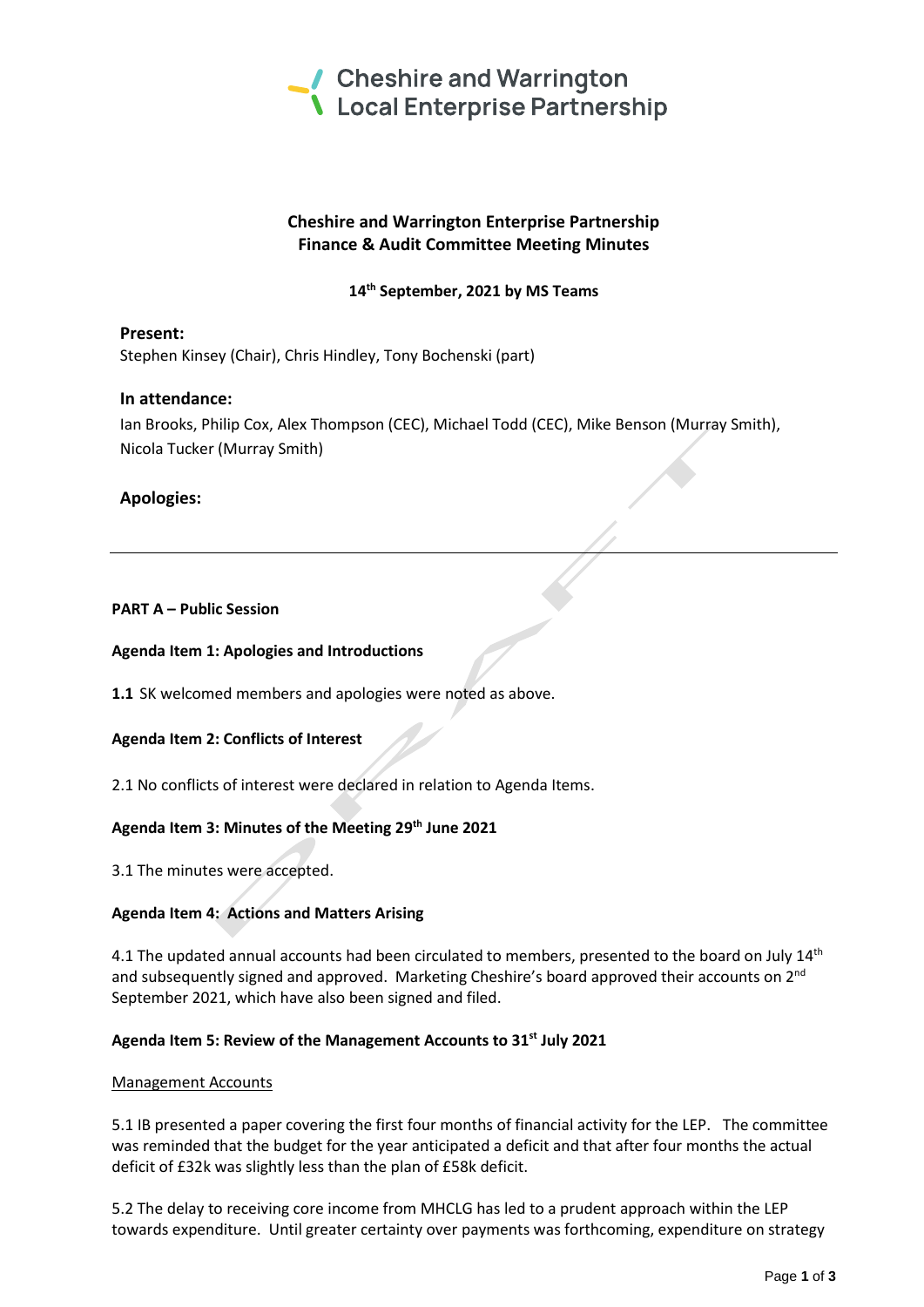Cheshire and Warrington Local Enterprise Partnership

**Cheshire and Warrington Enterprise Partnership**
**Finance & Audit Committee Meeting Minutes**

**14th September, 2021 by MS Teams**

**Present:**
Stephen Kinsey (Chair), Chris Hindley, Tony Bochenski (part)

**In attendance:**
Ian Brooks, Philip Cox, Alex Thompson (CEC), Michael Todd (CEC), Mike Benson (Murray Smith), Nicola Tucker (Murray Smith)

**Apologies:**

---

**PART A – Public Session**

**Agenda Item 1: Apologies and Introductions**

**1.1** SK welcomed members and apologies were noted as above.

**Agenda Item 2: Conflicts of Interest**

2.1 No conflicts of interest were declared in relation to Agenda Items.

**Agenda Item 3: Minutes of the Meeting 29th June 2021**

3.1 The minutes were accepted.

**Agenda Item 4: Actions and Matters Arising**

4.1 The updated annual accounts had been circulated to members, presented to the board on July 14th and subsequently signed and approved. Marketing Cheshire's board approved their accounts on 2nd September 2021, which have also been signed and filed.

**Agenda Item 5: Review of the Management Accounts to 31st July 2021**

Management Accounts

5.1 IB presented a paper covering the first four months of financial activity for the LEP. The committee was reminded that the budget for the year anticipated a deficit and that after four months the actual deficit of £32k was slightly less than the plan of £58k deficit.

5.2 The delay to receiving core income from MHCLG has led to a prudent approach within the LEP towards expenditure. Until greater certainty over payments was forthcoming, expenditure on strategy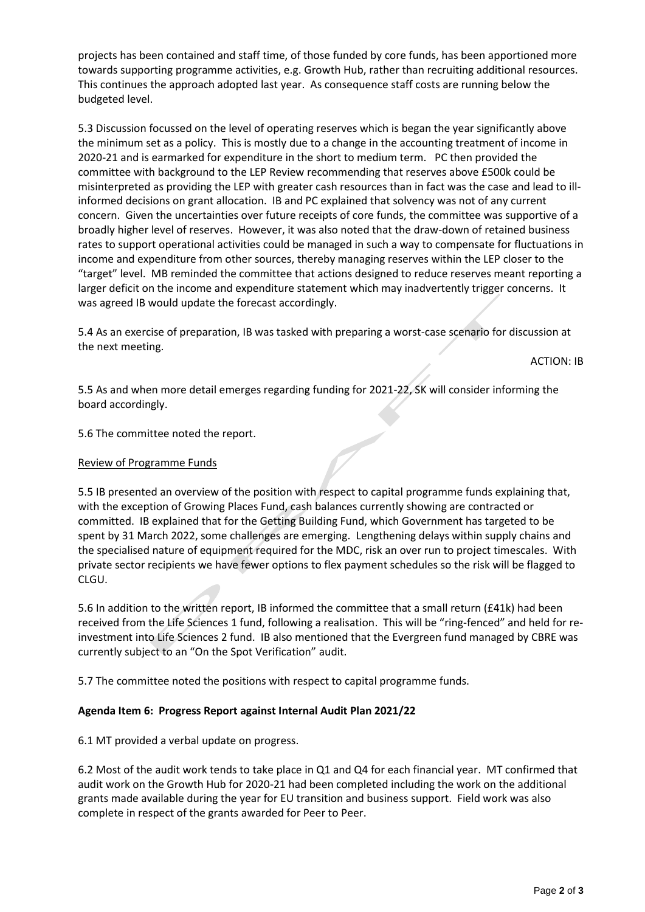projects has been contained and staff time, of those funded by core funds, has been apportioned more towards supporting programme activities, e.g. Growth Hub, rather than recruiting additional resources. This continues the approach adopted last year. As consequence staff costs are running below the budgeted level.

5.3 Discussion focussed on the level of operating reserves which is began the year significantly above the minimum set as a policy. This is mostly due to a change in the accounting treatment of income in 2020-21 and is earmarked for expenditure in the short to medium term. PC then provided the committee with background to the LEP Review recommending that reserves above £500k could be misinterpreted as providing the LEP with greater cash resources than in fact was the case and lead to ill-informed decisions on grant allocation. IB and PC explained that solvency was not of any current concern. Given the uncertainties over future receipts of core funds, the committee was supportive of a broadly higher level of reserves. However, it was also noted that the draw-down of retained business rates to support operational activities could be managed in such a way to compensate for fluctuations in income and expenditure from other sources, thereby managing reserves within the LEP closer to the "target" level. MB reminded the committee that actions designed to reduce reserves meant reporting a larger deficit on the income and expenditure statement which may inadvertently trigger concerns. It was agreed IB would update the forecast accordingly.

5.4 As an exercise of preparation, IB was tasked with preparing a worst-case scenario for discussion at the next meeting.

ACTION: IB

5.5 As and when more detail emerges regarding funding for 2021-22, SK will consider informing the board accordingly.

5.6 The committee noted the report.

Review of Programme Funds

5.5 IB presented an overview of the position with respect to capital programme funds explaining that, with the exception of Growing Places Fund, cash balances currently showing are contracted or committed. IB explained that for the Getting Building Fund, which Government has targeted to be spent by 31 March 2022, some challenges are emerging. Lengthening delays within supply chains and the specialised nature of equipment required for the MDC, risk an over run to project timescales. With private sector recipients we have fewer options to flex payment schedules so the risk will be flagged to CLGU.

5.6 In addition to the written report, IB informed the committee that a small return (£41k) had been received from the Life Sciences 1 fund, following a realisation. This will be "ring-fenced" and held for re-investment into Life Sciences 2 fund. IB also mentioned that the Evergreen fund managed by CBRE was currently subject to an "On the Spot Verification" audit.

5.7 The committee noted the positions with respect to capital programme funds.

**Agenda Item 6: Progress Report against Internal Audit Plan 2021/22**

6.1 MT provided a verbal update on progress.

6.2 Most of the audit work tends to take place in Q1 and Q4 for each financial year. MT confirmed that audit work on the Growth Hub for 2020-21 had been completed including the work on the additional grants made available during the year for EU transition and business support. Field work was also complete in respect of the grants awarded for Peer to Peer.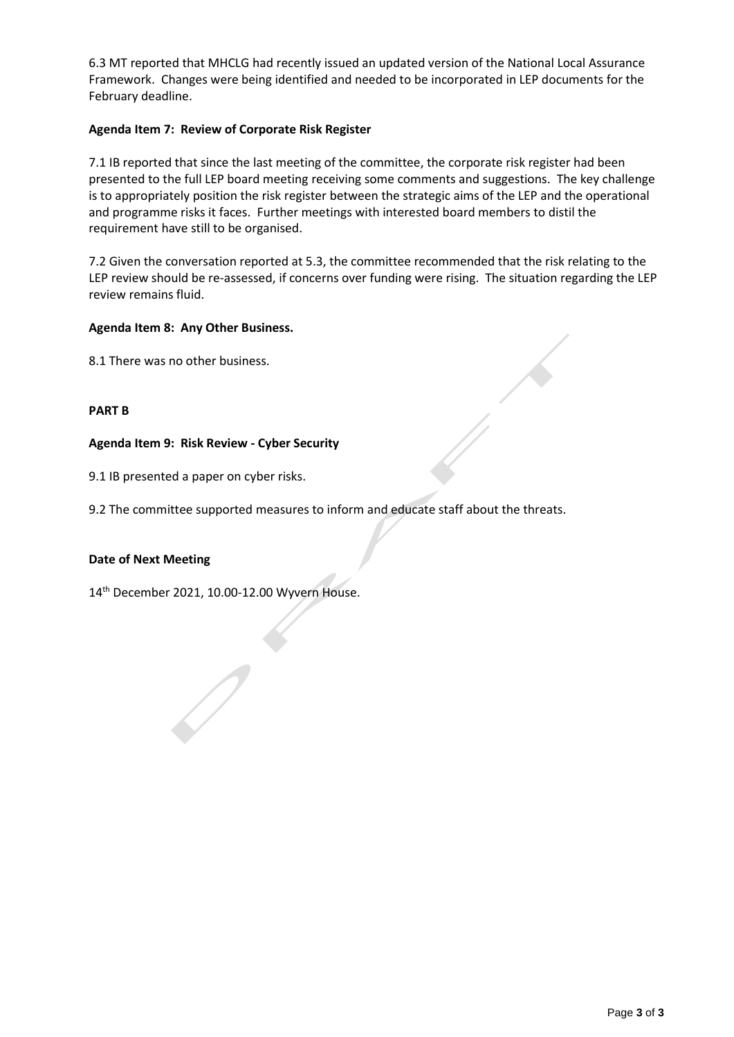6.3 MT reported that MHCLG had recently issued an updated version of the National Local Assurance Framework. Changes were being identified and needed to be incorporated in LEP documents for the February deadline.

**Agenda Item 7: Review of Corporate Risk Register**

7.1 IB reported that since the last meeting of the committee, the corporate risk register had been presented to the full LEP board meeting receiving some comments and suggestions. The key challenge is to appropriately position the risk register between the strategic aims of the LEP and the operational and programme risks it faces. Further meetings with interested board members to distil the requirement have still to be organised.

7.2 Given the conversation reported at 5.3, the committee recommended that the risk relating to the LEP review should be re-assessed, if concerns over funding were rising. The situation regarding the LEP review remains fluid.

**Agenda Item 8: Any Other Business.**

8.1 There was no other business.

**PART B**

**Agenda Item 9: Risk Review - Cyber Security**

9.1 IB presented a paper on cyber risks.

9.2 The committee supported measures to inform and educate staff about the threats.

**Date of Next Meeting**

14th December 2021, 10.00-12.00 Wyvern House.